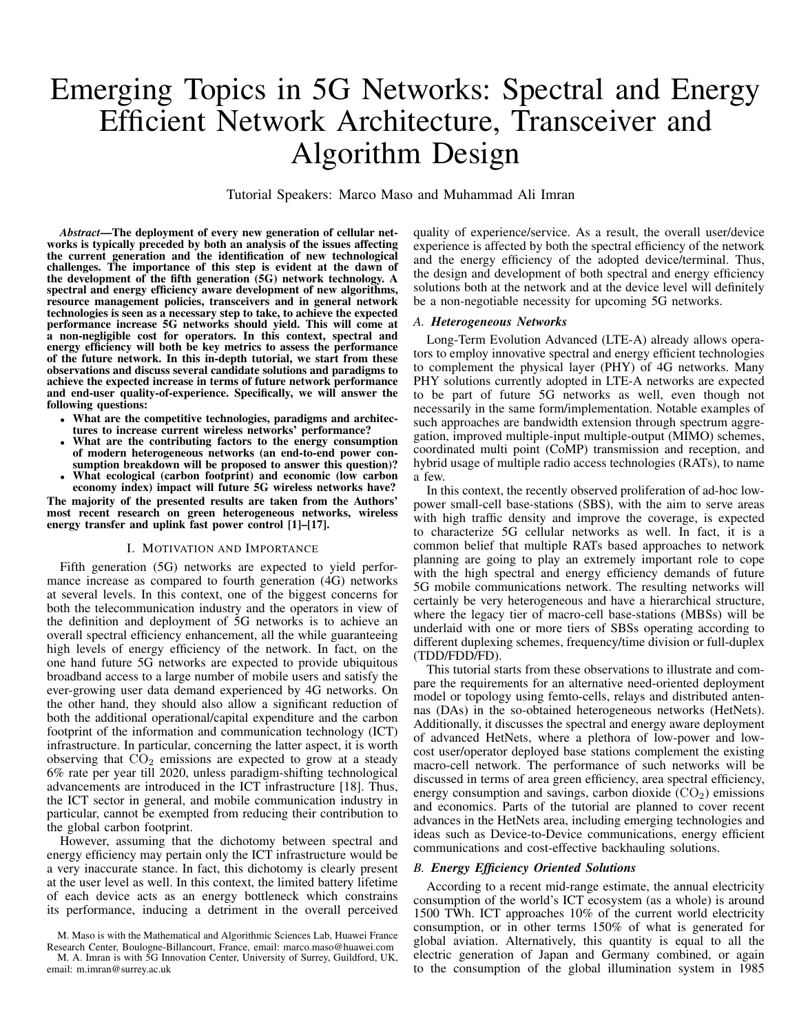# Emerging Topics in 5G Networks: Spectral and Energy Efficient Network Architecture, Transceiver and Algorithm Design

Tutorial Speakers: Marco Maso and Muhammad Ali Imran

***Abstract*—The deployment of every new generation of cellular networks is typically preceded by both an analysis of the issues affecting the current generation and the identification of new technological challenges. The importance of this step is evident at the dawn of the development of the fifth generation (5G) network technology. A spectral and energy efficiency aware development of new algorithms, resource management policies, transceivers and in general network technologies is seen as a necessary step to take, to achieve the expected performance increase 5G networks should yield. This will come at a non-negligible cost for operators. In this context, spectral and energy efficiency will both be key metrics to assess the performance of the future network. In this in-depth tutorial, we start from these observations and discuss several candidate solutions and paradigms to achieve the expected increase in terms of future network performance and end-user quality-of-experience. Specifically, we will answer the following questions:**

- **What are the competitive technologies, paradigms and architectures to increase current wireless networks' performance?**
- **What are the contributing factors to the energy consumption of modern heterogeneous networks (an end-to-end power consumption breakdown will be proposed to answer this question)?**
- **What ecological (carbon footprint) and economic (low carbon economy index) impact will future 5G wireless networks have?**

**The majority of the presented results are taken from the Authors' most recent research on green heterogeneous networks, wireless energy transfer and uplink fast power control [1]–[17].**

## I. Motivation and Importance

Fifth generation (5G) networks are expected to yield performance increase as compared to fourth generation (4G) networks at several levels. In this context, one of the biggest concerns for both the telecommunication industry and the operators in view of the definition and deployment of 5G networks is to achieve an overall spectral efficiency enhancement, all the while guaranteeing high levels of energy efficiency of the network. In fact, on the one hand future 5G networks are expected to provide ubiquitous broadband access to a large number of mobile users and satisfy the ever-growing user data demand experienced by 4G networks. On the other hand, they should also allow a significant reduction of both the additional operational/capital expenditure and the carbon footprint of the information and communication technology (ICT) infrastructure. In particular, concerning the latter aspect, it is worth observing that $CO_2$ emissions are expected to grow at a steady 6% rate per year till 2020, unless paradigm-shifting technological advancements are introduced in the ICT infrastructure [18]. Thus, the ICT sector in general, and mobile communication industry in particular, cannot be exempted from reducing their contribution to the global carbon footprint.

However, assuming that the dichotomy between spectral and energy efficiency may pertain only the ICT infrastructure would be a very inaccurate stance. In fact, this dichotomy is clearly present at the user level as well. In this context, the limited battery lifetime of each device acts as an energy bottleneck which constrains its performance, inducing a detriment in the overall perceived quality of experience/service. As a result, the overall user/device experience is affected by both the spectral efficiency of the network and the energy efficiency of the adopted device/terminal. Thus, the design and development of both spectral and energy efficiency solutions both at the network and at the device level will definitely be a non-negotiable necessity for upcoming 5G networks.

### A. Heterogeneous Networks

Long-Term Evolution Advanced (LTE-A) already allows operators to employ innovative spectral and energy efficient technologies to complement the physical layer (PHY) of 4G networks. Many PHY solutions currently adopted in LTE-A networks are expected to be part of future 5G networks as well, even though not necessarily in the same form/implementation. Notable examples of such approaches are bandwidth extension through spectrum aggregation, improved multiple-input multiple-output (MIMO) schemes, coordinated multi point (CoMP) transmission and reception, and hybrid usage of multiple radio access technologies (RATs), to name a few.

In this context, the recently observed proliferation of ad-hoc low-power small-cell base-stations (SBS), with the aim to serve areas with high traffic density and improve the coverage, is expected to characterize 5G cellular networks as well. In fact, it is a common belief that multiple RATs based approaches to network planning are going to play an extremely important role to cope with the high spectral and energy efficiency demands of future 5G mobile communications network. The resulting networks will certainly be very heterogeneous and have a hierarchical structure, where the legacy tier of macro-cell base-stations (MBSs) will be underlaid with one or more tiers of SBSs operating according to different duplexing schemes, frequency/time division or full-duplex (TDD/FDD/FD).

This tutorial starts from these observations to illustrate and compare the requirements for an alternative need-oriented deployment model or topology using femto-cells, relays and distributed antennas (DAs) in the so-obtained heterogeneous networks (HetNets). Additionally, it discusses the spectral and energy aware deployment of advanced HetNets, where a plethora of low-power and low-cost user/operator deployed base stations complement the existing macro-cell network. The performance of such networks will be discussed in terms of area green efficiency, area spectral efficiency, energy consumption and savings, carbon dioxide ($CO_2$) emissions and economics. Parts of the tutorial are planned to cover recent advances in the HetNets area, including emerging technologies and ideas such as Device-to-Device communications, energy efficient communications and cost-effective backhauling solutions.

### B. Energy Efficiency Oriented Solutions

According to a recent mid-range estimate, the annual electricity consumption of the world's ICT ecosystem (as a whole) is around 1500 TWh. ICT approaches 10% of the current world electricity consumption, or in other terms 150% of what is generated for global aviation. Alternatively, this quantity is equal to all the electric generation of Japan and Germany combined, or again to the consumption of the global illumination system in 1985

M. Maso is with the Mathematical and Algorithmic Sciences Lab, Huawei France Research Center, Boulogne-Billancourt, France, email: marco.maso@huawei.com

M. A. Imran is with 5G Innovation Center, University of Surrey, Guildford, UK, email: m.imran@surrey.ac.uk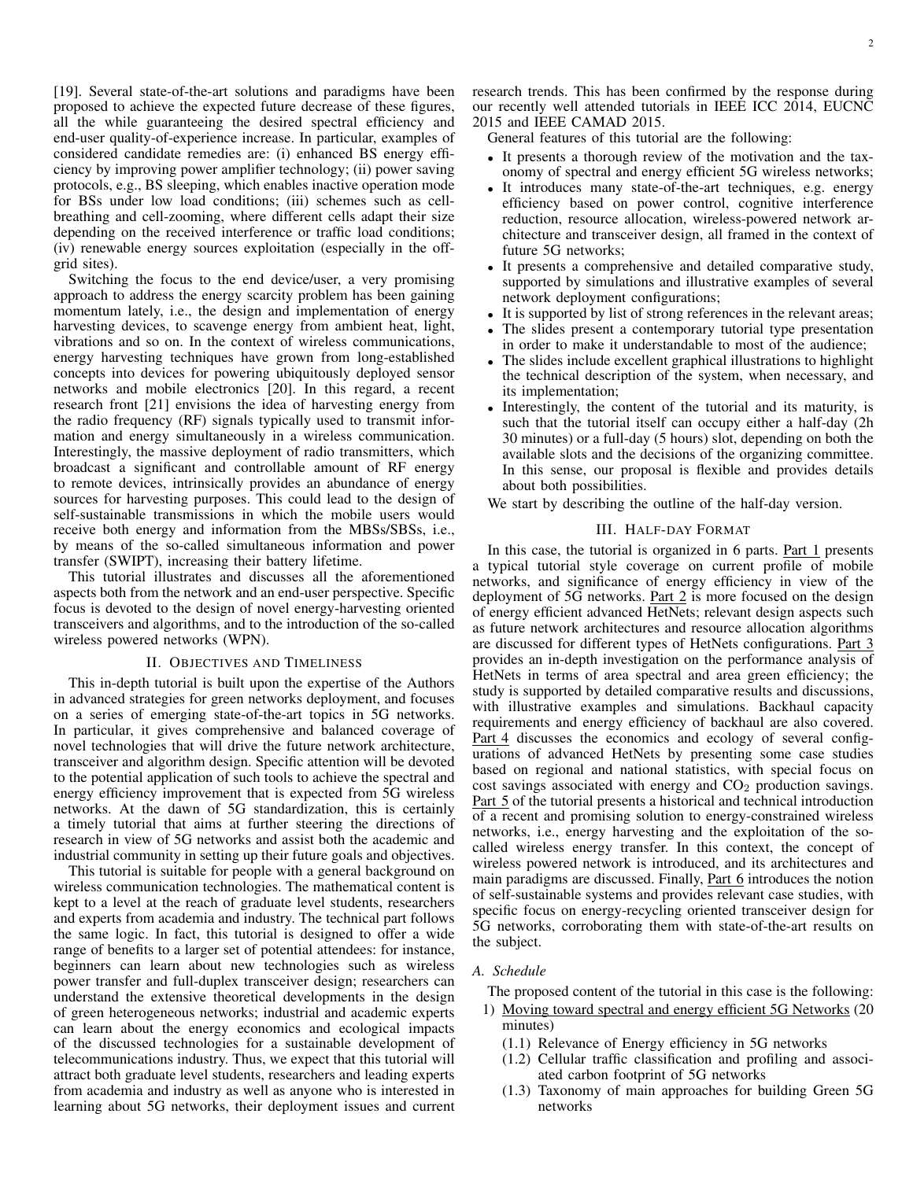[19]. Several state-of-the-art solutions and paradigms have been proposed to achieve the expected future decrease of these figures, all the while guaranteeing the desired spectral efficiency and end-user quality-of-experience increase. In particular, examples of considered candidate remedies are: (i) enhanced BS energy efficiency by improving power amplifier technology; (ii) power saving protocols, e.g., BS sleeping, which enables inactive operation mode for BSs under low load conditions; (iii) schemes such as cell-breathing and cell-zooming, where different cells adapt their size depending on the received interference or traffic load conditions; (iv) renewable energy sources exploitation (especially in the off-grid sites).

Switching the focus to the end device/user, a very promising approach to address the energy scarcity problem has been gaining momentum lately, i.e., the design and implementation of energy harvesting devices, to scavenge energy from ambient heat, light, vibrations and so on. In the context of wireless communications, energy harvesting techniques have grown from long-established concepts into devices for powering ubiquitously deployed sensor networks and mobile electronics [20]. In this regard, a recent research front [21] envisions the idea of harvesting energy from the radio frequency (RF) signals typically used to transmit information and energy simultaneously in a wireless communication. Interestingly, the massive deployment of radio transmitters, which broadcast a significant and controllable amount of RF energy to remote devices, intrinsically provides an abundance of energy sources for harvesting purposes. This could lead to the design of self-sustainable transmissions in which the mobile users would receive both energy and information from the MBSs/SBSs, i.e., by means of the so-called simultaneous information and power transfer (SWIPT), increasing their battery lifetime.

This tutorial illustrates and discusses all the aforementioned aspects both from the network and an end-user perspective. Specific focus is devoted to the design of novel energy-harvesting oriented transceivers and algorithms, and to the introduction of the so-called wireless powered networks (WPN).

## II. Objectives and Timeliness

This in-depth tutorial is built upon the expertise of the Authors in advanced strategies for green networks deployment, and focuses on a series of emerging state-of-the-art topics in 5G networks. In particular, it gives comprehensive and balanced coverage of novel technologies that will drive the future network architecture, transceiver and algorithm design. Specific attention will be devoted to the potential application of such tools to achieve the spectral and energy efficiency improvement that is expected from 5G wireless networks. At the dawn of 5G standardization, this is certainly a timely tutorial that aims at further steering the directions of research in view of 5G networks and assist both the academic and industrial community in setting up their future goals and objectives.

This tutorial is suitable for people with a general background on wireless communication technologies. The mathematical content is kept to a level at the reach of graduate level students, researchers and experts from academia and industry. The technical part follows the same logic. In fact, this tutorial is designed to offer a wide range of benefits to a larger set of potential attendees: for instance, beginners can learn about new technologies such as wireless power transfer and full-duplex transceiver design; researchers can understand the extensive theoretical developments in the design of green heterogeneous networks; industrial and academic experts can learn about the energy economics and ecological impacts of the discussed technologies for a sustainable development of telecommunications industry. Thus, we expect that this tutorial will attract both graduate level students, researchers and leading experts from academia and industry as well as anyone who is interested in learning about 5G networks, their deployment issues and current research trends. This has been confirmed by the response during our recently well attended tutorials in IEEE ICC 2014, EUCNC 2015 and IEEE CAMAD 2015.

General features of this tutorial are the following:

- It presents a thorough review of the motivation and the taxonomy of spectral and energy efficient 5G wireless networks;
- It introduces many state-of-the-art techniques, e.g. energy efficiency based on power control, cognitive interference reduction, resource allocation, wireless-powered network architecture and transceiver design, all framed in the context of future 5G networks;
- It presents a comprehensive and detailed comparative study, supported by simulations and illustrative examples of several network deployment configurations;
- It is supported by list of strong references in the relevant areas;
- The slides present a contemporary tutorial type presentation in order to make it understandable to most of the audience;
- The slides include excellent graphical illustrations to highlight the technical description of the system, when necessary, and its implementation;
- Interestingly, the content of the tutorial and its maturity, is such that the tutorial itself can occupy either a half-day (2h 30 minutes) or a full-day (5 hours) slot, depending on both the available slots and the decisions of the organizing committee. In this sense, our proposal is flexible and provides details about both possibilities.

We start by describing the outline of the half-day version.

## III. Half-day Format

In this case, the tutorial is organized in 6 parts. Part 1 presents a typical tutorial style coverage on current profile of mobile networks, and significance of energy efficiency in view of the deployment of 5G networks. Part 2 is more focused on the design of energy efficient advanced HetNets; relevant design aspects such as future network architectures and resource allocation algorithms are discussed for different types of HetNets configurations. Part 3 provides an in-depth investigation on the performance analysis of HetNets in terms of area spectral and area green efficiency; the study is supported by detailed comparative results and discussions, with illustrative examples and simulations. Backhaul capacity requirements and energy efficiency of backhaul are also covered. Part 4 discusses the economics and ecology of several configurations of advanced HetNets by presenting some case studies based on regional and national statistics, with special focus on cost savings associated with energy and $CO_2$ production savings. Part 5 of the tutorial presents a historical and technical introduction of a recent and promising solution to energy-constrained wireless networks, i.e., energy harvesting and the exploitation of the so-called wireless energy transfer. In this context, the concept of wireless powered network is introduced, and its architectures and main paradigms are discussed. Finally, Part 6 introduces the notion of self-sustainable systems and provides relevant case studies, with specific focus on energy-recycling oriented transceiver design for 5G networks, corroborating them with state-of-the-art results on the subject.

### A. Schedule

The proposed content of the tutorial in this case is the following:

1) Moving toward spectral and energy efficient 5G Networks (20 minutes)
   - (1.1) Relevance of Energy efficiency in 5G networks
   - (1.2) Cellular traffic classification and profiling and associated carbon footprint of 5G networks
   - (1.3) Taxonomy of main approaches for building Green 5G networks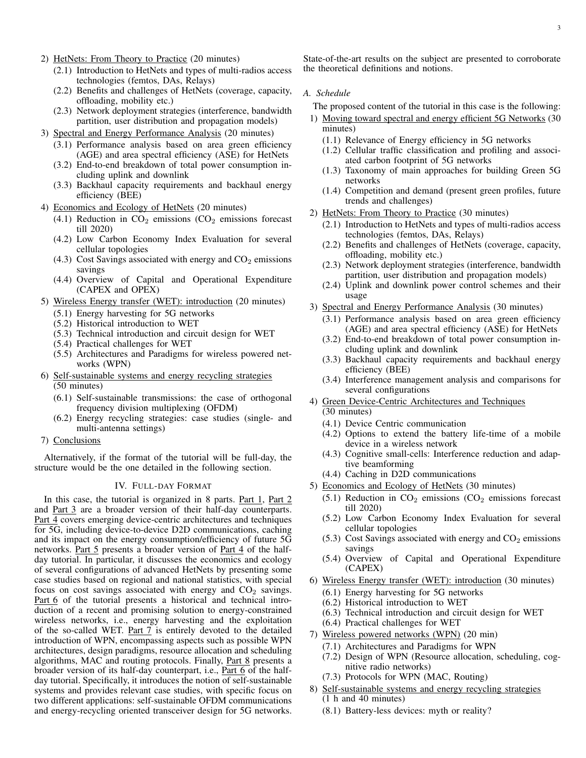2) HetNets: From Theory to Practice (20 minutes)
   - (2.1) Introduction to HetNets and types of multi-radios access technologies (femtos, DAs, Relays)
   - (2.2) Benefits and challenges of HetNets (coverage, capacity, offloading, mobility etc.)
   - (2.3) Network deployment strategies (interference, bandwidth partition, user distribution and propagation models)
3) Spectral and Energy Performance Analysis (20 minutes)
   - (3.1) Performance analysis based on area green efficiency (AGE) and area spectral efficiency (ASE) for HetNets
   - (3.2) End-to-end breakdown of total power consumption including uplink and downlink
   - (3.3) Backhaul capacity requirements and backhaul energy efficiency (BEE)
4) Economics and Ecology of HetNets (20 minutes)
   - (4.1) Reduction in $CO_2$ emissions ($CO_2$ emissions forecast till 2020)
   - (4.2) Low Carbon Economy Index Evaluation for several cellular topologies
   - (4.3) Cost Savings associated with energy and $CO_2$ emissions savings
   - (4.4) Overview of Capital and Operational Expenditure (CAPEX and OPEX)
5) Wireless Energy transfer (WET): introduction (20 minutes)
   - (5.1) Energy harvesting for 5G networks
   - (5.2) Historical introduction to WET
   - (5.3) Technical introduction and circuit design for WET
   - (5.4) Practical challenges for WET
   - (5.5) Architectures and Paradigms for wireless powered networks (WPN)
6) Self-sustainable systems and energy recycling strategies (50 minutes)
   - (6.1) Self-sustainable transmissions: the case of orthogonal frequency division multiplexing (OFDM)
   - (6.2) Energy recycling strategies: case studies (single- and multi-antenna settings)
7) Conclusions

Alternatively, if the format of the tutorial will be full-day, the structure would be the one detailed in the following section.

## IV. Full-day Format

In this case, the tutorial is organized in 8 parts. Part 1, Part 2 and Part 3 are a broader version of their half-day counterparts. Part 4 covers emerging device-centric architectures and techniques for 5G, including device-to-device D2D communications, caching and its impact on the energy consumption/efficiency of future 5G networks. Part 5 presents a broader version of Part 4 of the half-day tutorial. In particular, it discusses the economics and ecology of several configurations of advanced HetNets by presenting some case studies based on regional and national statistics, with special focus on cost savings associated with energy and $CO_2$ savings. Part 6 of the tutorial presents a historical and technical introduction of a recent and promising solution to energy-constrained wireless networks, i.e., energy harvesting and the exploitation of the so-called WET. Part 7 is entirely devoted to the detailed introduction of WPN, encompassing aspects such as possible WPN architectures, design paradigms, resource allocation and scheduling algorithms, MAC and routing protocols. Finally, Part 8 presents a broader version of its half-day counterpart, i.e., Part 6 of the half-day tutorial. Specifically, it introduces the notion of self-sustainable systems and provides relevant case studies, with specific focus on two different applications: self-sustainable OFDM communications and energy-recycling oriented transceiver design for 5G networks. State-of-the-art results on the subject are presented to corroborate the theoretical definitions and notions.

### A. Schedule

The proposed content of the tutorial in this case is the following:

1) Moving toward spectral and energy efficient 5G Networks (30 minutes)
   - (1.1) Relevance of Energy efficiency in 5G networks
   - (1.2) Cellular traffic classification and profiling and associated carbon footprint of 5G networks
   - (1.3) Taxonomy of main approaches for building Green 5G networks
   - (1.4) Competition and demand (present green profiles, future trends and challenges)
2) HetNets: From Theory to Practice (30 minutes)
   - (2.1) Introduction to HetNets and types of multi-radios access technologies (femtos, DAs, Relays)
   - (2.2) Benefits and challenges of HetNets (coverage, capacity, offloading, mobility etc.)
   - (2.3) Network deployment strategies (interference, bandwidth partition, user distribution and propagation models)
   - (2.4) Uplink and downlink power control schemes and their usage
3) Spectral and Energy Performance Analysis (30 minutes)
   - (3.1) Performance analysis based on area green efficiency (AGE) and area spectral efficiency (ASE) for HetNets
   - (3.2) End-to-end breakdown of total power consumption including uplink and downlink
   - (3.3) Backhaul capacity requirements and backhaul energy efficiency (BEE)
   - (3.4) Interference management analysis and comparisons for several configurations
4) Green Device-Centric Architectures and Techniques (30 minutes)
   - (4.1) Device Centric communication
   - (4.2) Options to extend the battery life-time of a mobile device in a wireless network
   - (4.3) Cognitive small-cells: Interference reduction and adaptive beamforming
   - (4.4) Caching in D2D communications
5) Economics and Ecology of HetNets (30 minutes)
   - (5.1) Reduction in $CO_2$ emissions ($CO_2$ emissions forecast till 2020)
   - (5.2) Low Carbon Economy Index Evaluation for several cellular topologies
   - (5.3) Cost Savings associated with energy and $CO_2$ emissions savings
   - (5.4) Overview of Capital and Operational Expenditure (CAPEX)
6) Wireless Energy transfer (WET): introduction (30 minutes)
   - (6.1) Energy harvesting for 5G networks
   - (6.2) Historical introduction to WET
   - (6.3) Technical introduction and circuit design for WET
   - (6.4) Practical challenges for WET
7) Wireless powered networks (WPN) (20 min)
   - (7.1) Architectures and Paradigms for WPN
   - (7.2) Design of WPN (Resource allocation, scheduling, cognitive radio networks)
   - (7.3) Protocols for WPN (MAC, Routing)
8) Self-sustainable systems and energy recycling strategies (1 h and 40 minutes)
   - (8.1) Battery-less devices: myth or reality?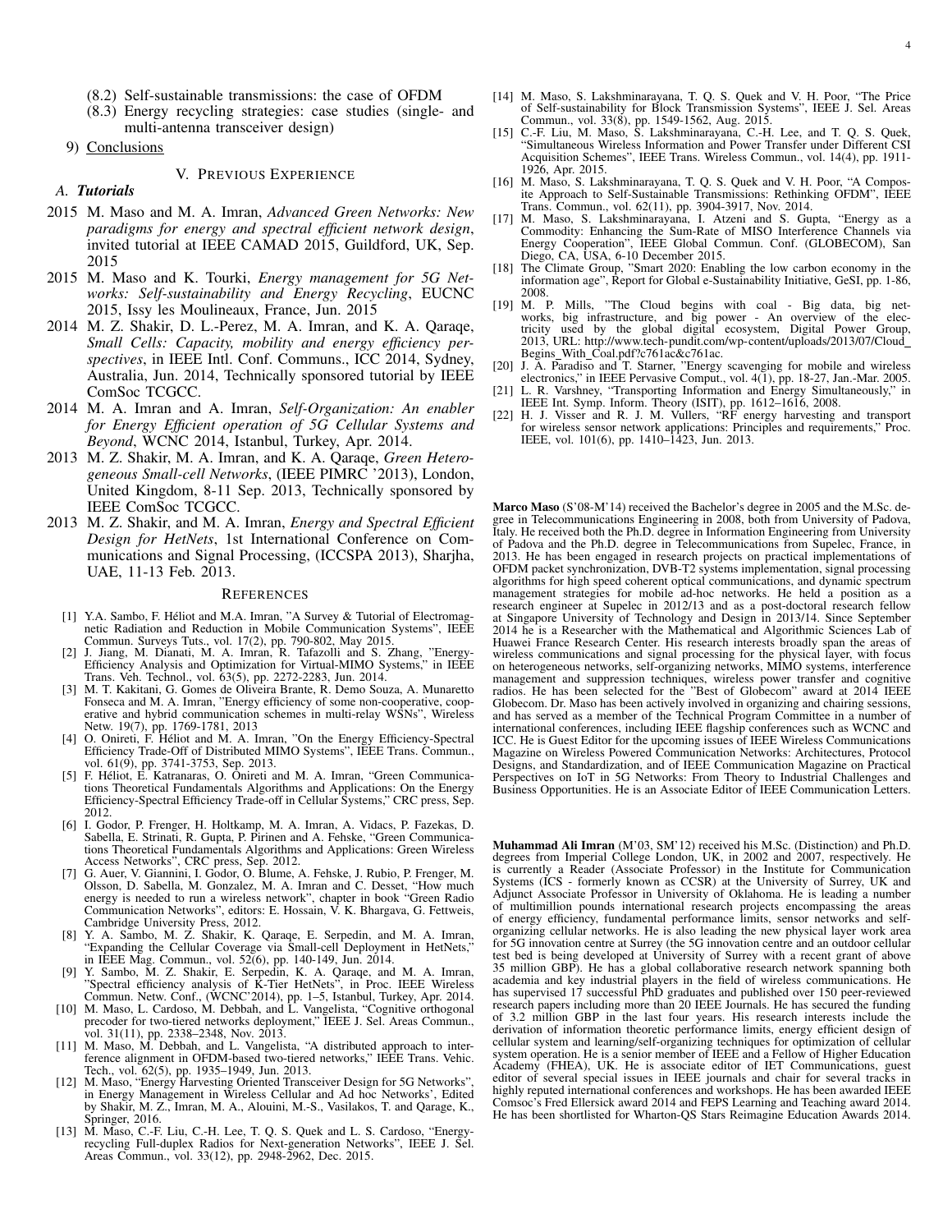(8.2) Self-sustainable transmissions: the case of OFDM

(8.3) Energy recycling strategies: case studies (single- and multi-antenna transceiver design)

9) Conclusions

## V. Previous Experience

### A. Tutorials

2015 M. Maso and M. A. Imran, *Advanced Green Networks: New paradigms for energy and spectral efficient network design*, invited tutorial at IEEE CAMAD 2015, Guildford, UK, Sep. 2015

2015 M. Maso and K. Tourki, *Energy management for 5G Networks: Self-sustainability and Energy Recycling*, EUCNC 2015, Issy les Moulineaux, France, Jun. 2015

2014 M. Z. Shakir, D. L.-Perez, M. A. Imran, and K. A. Qaraqe, *Small Cells: Capacity, mobility and energy efficiency perspectives*, in IEEE Intl. Conf. Communs., ICC 2014, Sydney, Australia, Jun. 2014, Technically sponsored tutorial by IEEE ComSoc TCGCC.

2014 M. A. Imran and A. Imran, *Self-Organization: An enabler for Energy Efficient operation of 5G Cellular Systems and Beyond*, WCNC 2014, Istanbul, Turkey, Apr. 2014.

2013 M. Z. Shakir, M. A. Imran, and K. A. Qaraqe, *Green Heterogeneous Small-cell Networks*, (IEEE PIMRC '2013), London, United Kingdom, 8-11 Sep. 2013, Technically sponsored by IEEE ComSoc TCGCC.

2013 M. Z. Shakir, and M. A. Imran, *Energy and Spectral Efficient Design for HetNets*, 1st International Conference on Communications and Signal Processing, (ICCSPA 2013), Sharjha, UAE, 11-13 Feb. 2013.

## References

[1] Y.A. Sambo, F. Héliot and M.A. Imran, "A Survey & Tutorial of Electromagnetic Radiation and Reduction in Mobile Communication Systems", IEEE Commun. Surveys Tuts., vol. 17(2), pp. 790-802, May 2015.

[2] J. Jiang, M. Dianati, M. A. Imran, R. Tafazolli and S. Zhang, "Energy-Efficiency Analysis and Optimization for Virtual-MIMO Systems," in IEEE Trans. Veh. Technol., vol. 63(5), pp. 2272-2283, Jun. 2014.

[3] M. T. Kakitani, G. Gomes de Oliveira Brante, R. Demo Souza, A. Munaretto Fonseca and M. A. Imran, "Energy efficiency of some non-cooperative, cooperative and hybrid communication schemes in multi-relay WSNs", Wireless Netw. 19(7), pp. 1769-1781, 2013

[4] O. Onireti, F. Héliot and M. A. Imran, "On the Energy Efficiency-Spectral Efficiency Trade-Off of Distributed MIMO Systems", IEEE Trans. Commun., vol. 61(9), pp. 3741-3753, Sep. 2013.

[5] F. Héliot, E. Katranaras, O. Onireti and M. A. Imran, "Green Communications Theoretical Fundamentals Algorithms and Applications: On the Energy Efficiency-Spectral Efficiency Trade-off in Cellular Systems," CRC press, Sep. 2012.

[6] I. Godor, P. Frenger, H. Holtkamp, M. A. Imran, A. Vidacs, P. Fazekas, D. Sabella, E. Strinati, R. Gupta, P. Pirinen and A. Fehske, "Green Communications Theoretical Fundamentals Algorithms and Applications: Green Wireless Access Networks", CRC press, Sep. 2012.

[7] G. Auer, V. Giannini, I. Godor, O. Blume, A. Fehske, J. Rubio, P. Frenger, M. Olsson, D. Sabella, M. Gonzalez, M. A. Imran and C. Desset, "How much energy is needed to run a wireless network", chapter in book "Green Radio Communication Networks", editors: E. Hossain, V. K. Bhargava, G. Fettweis, Cambridge University Press, 2012.

[8] Y. A. Sambo, M. Z. Shakir, K. Qaraqe, E. Serpedin, and M. A. Imran, "Expanding the Cellular Coverage via Small-cell Deployment in HetNets," in IEEE Mag. Commun., vol. 52(6), pp. 140-149, Jun. 2014.

[9] Y. Sambo, M. Z. Shakir, E. Serpedin, K. A. Qaraqe, and M. A. Imran, "Spectral efficiency analysis of K-Tier HetNets", in Proc. IEEE Wireless Commun. Netw. Conf., (WCNC'2014), pp. 1–5, Istanbul, Turkey, Apr. 2014.

[10] M. Maso, L. Cardoso, M. Debbah, and L. Vangelista, "Cognitive orthogonal precoder for two-tiered networks deployment," IEEE J. Sel. Areas Commun., vol. 31(11), pp. 2338–2348, Nov. 2013.

[11] M. Maso, M. Debbah, and L. Vangelista, "A distributed approach to interference alignment in OFDM-based two-tiered networks," IEEE Trans. Vehic. Tech., vol. 62(5), pp. 1935–1949, Jun. 2013.

[12] M. Maso, "Energy Harvesting Oriented Transceiver Design for 5G Networks", in Energy Management in Wireless Cellular and Ad hoc Networks', Edited by Shakir, M. Z., Imran, M. A., Alouini, M.-S., Vasilakos, T. and Qarage, K., Springer, 2016.

[13] M. Maso, C.-F. Liu, C.-H. Lee, T. Q. S. Quek and L. S. Cardoso, "Energy-recycling Full-duplex Radios for Next-generation Networks", IEEE J. Sel. Areas Commun., vol. 33(12), pp. 2948-2962, Dec. 2015.

[14] M. Maso, S. Lakshminarayana, T. Q. S. Quek and V. H. Poor, "The Price of Self-sustainability for Block Transmission Systems", IEEE J. Sel. Areas Commun., vol. 33(8), pp. 1549-1562, Aug. 2015.

[15] C.-F. Liu, M. Maso, S. Lakshminarayana, C.-H. Lee, and T. Q. S. Quek, "Simultaneous Wireless Information and Power Transfer under Different CSI Acquisition Schemes", IEEE Trans. Wireless Commun., vol. 14(4), pp. 1911-1926, Apr. 2015.

[16] M. Maso, S. Lakshminarayana, T. Q. S. Quek and V. H. Poor, "A Composite Approach to Self-Sustainable Transmissions: Rethinking OFDM", IEEE Trans. Commun., vol. 62(11), pp. 3904-3917, Nov. 2014.

[17] M. Maso, S. Lakshminarayana, I. Atzeni and S. Gupta, "Energy as a Commodity: Enhancing the Sum-Rate of MISO Interference Channels via Energy Cooperation", IEEE Global Commun. Conf. (GLOBECOM), San Diego, CA, USA, 6-10 December 2015.

[18] The Climate Group, "Smart 2020: Enabling the low carbon economy in the information age", Report for Global e-Sustainability Initiative, GeSI, pp. 1-86, 2008.

[19] M. P. Mills, "The Cloud begins with coal - Big data, big networks, big infrastructure, and big power - An overview of the electricity used by the global digital ecosystem, Digital Power Group, 2013, URL: http://www.tech-pundit.com/wp-content/uploads/2013/07/Cloud_Begins_With_Coal.pdf?c761ac&c761ac.

[20] J. A. Paradiso and T. Starner, "Energy scavenging for mobile and wireless electronics," in IEEE Pervasive Comput., vol. 4(1), pp. 18-27, Jan.-Mar. 2005.

[21] L. R. Varshney, "Transporting Information and Energy Simultaneously," in IEEE Int. Symp. Inform. Theory (ISIT), pp. 1612–1616, 2008.

[22] H. J. Visser and R. J. M. Vullers, "RF energy harvesting and transport for wireless sensor network applications: Principles and requirements," Proc. IEEE, vol. 101(6), pp. 1410–1423, Jun. 2013.

**Marco Maso** (S'08-M'14) received the Bachelor's degree in 2005 and the M.Sc. degree in Telecommunications Engineering in 2008, both from University of Padova, Italy. He received both the Ph.D. degree in Information Engineering from University of Padova and the Ph.D. degree in Telecommunications from Supelec, France, in 2013. He has been engaged in research projects on practical implementations of OFDM packet synchronization, DVB-T2 systems implementation, signal processing algorithms for high speed coherent optical communications, and dynamic spectrum management strategies for mobile ad-hoc networks. He held a position as a research engineer at Supelec in 2012/13 and as a post-doctoral research fellow at Singapore University of Technology and Design in 2013/14. Since September 2014 he is a Researcher with the Mathematical and Algorithmic Sciences Lab of Huawei France Research Center. His research interests broadly span the areas of wireless communications and signal processing for the physical layer, with focus on heterogeneous networks, self-organizing networks, MIMO systems, interference management and suppression techniques, wireless power transfer and cognitive radios. He has been selected for the "Best of Globecom" award at 2014 IEEE Globecom. Dr. Maso has been actively involved in organizing and chairing sessions, and has served as a member of the Technical Program Committee in a number of international conferences, including IEEE flagship conferences such as WCNC and ICC. He is Guest Editor for the upcoming issues of IEEE Wireless Communications Magazine on Wireless Powered Communication Networks: Architectures, Protocol Designs, and Standardization, and of IEEE Communication Magazine on Practical Perspectives on IoT in 5G Networks: From Theory to Industrial Challenges and Business Opportunities. He is an Associate Editor of IEEE Communication Letters.

**Muhammad Ali Imran** (M'03, SM'12) received his M.Sc. (Distinction) and Ph.D. degrees from Imperial College London, UK, in 2002 and 2007, respectively. He is currently a Reader (Associate Professor) in the Institute for Communication Systems (ICS - formerly known as CCSR) at the University of Surrey, UK and Adjunct Associate Professor in University of Oklahoma. He is leading a number of multimillion pounds international research projects encompassing the areas of energy efficiency, fundamental performance limits, sensor networks and self-organizing cellular networks. He is also leading the new physical layer work area for 5G innovation centre at Surrey (the 5G innovation centre and an outdoor cellular test bed is being developed at University of Surrey with a recent grant of above 35 million GBP). He has a global collaborative research network spanning both academia and key industrial players in the field of wireless communications. He has supervised 17 successful PhD graduates and published over 150 peer-reviewed research papers including more than 20 IEEE Journals. He has secured the funding of 3.2 million GBP in the last four years. His research interests include the derivation of information theoretic performance limits, energy efficient design of cellular system and learning/self-organizing techniques for optimization of cellular system operation. He is a senior member of IEEE and a Fellow of Higher Education Academy (FHEA), UK. He is associate editor of IET Communications, guest editor of several special issues in IEEE journals and chair for several tracks in highly reputed international conferences and workshops. He has been awarded IEEE Comsoc's Fred Ellersick award 2014 and FEPS Learning and Teaching award 2014. He has been shortlisted for Wharton-QS Stars Reimagine Education Awards 2014.